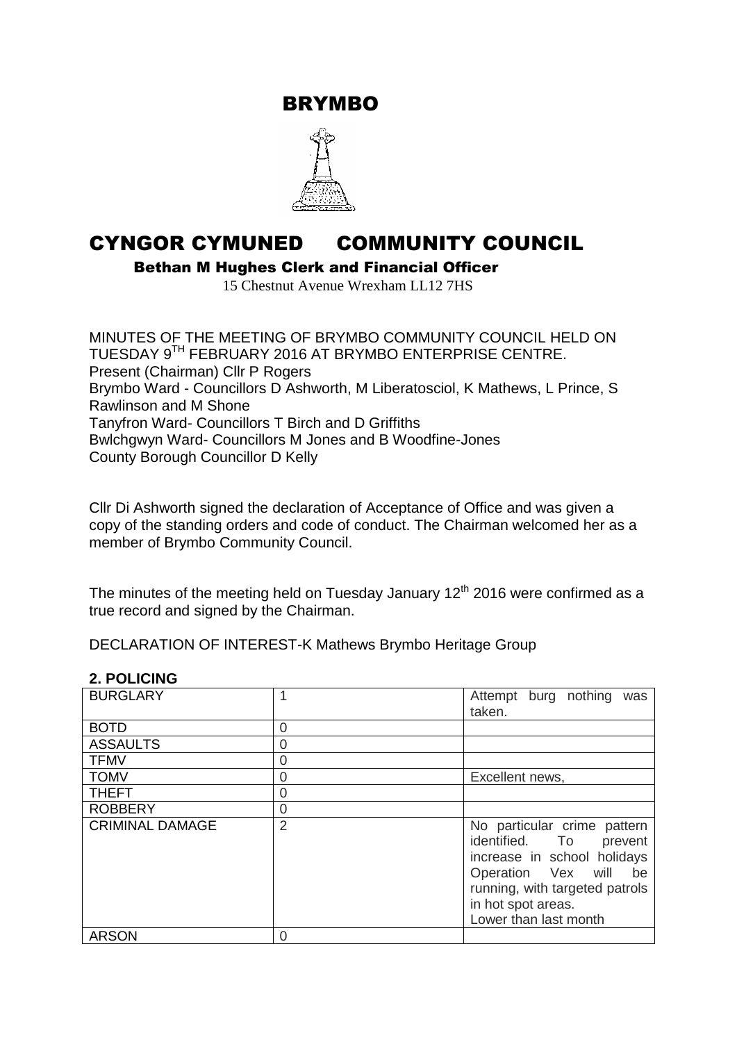# BRYMBO

# CYNGOR CYMUNED COMMUNITY COUNCIL

**Bethan M Hughes Clerk and Financial Officer**

15 Chestnut Avenue Wrexham LL12 7HS

MINUTES OF THE MEETING OF BRYMBO COMMUNITY COUNCIL HELD ON TUESDAY 9TH FEBRUARY 2016 AT BRYMBO ENTERPRISE CENTRE.
Present (Chairman) Cllr P Rogers
Brymbo Ward - Councillors D Ashworth, M Liberatosciol, K Mathews, L Prince, S Rawlinson and M Shone
Tanyfron Ward- Councillors T Birch and D Griffiths
Bwlchgwyn Ward- Councillors M Jones and B Woodfine-Jones
County Borough Councillor D Kelly

Cllr Di Ashworth signed the declaration of Acceptance of Office and was given a copy of the standing orders and code of conduct. The Chairman welcomed her as a member of Brymbo Community Council.

The minutes of the meeting held on Tuesday January 12th 2016 were confirmed as a true record and signed by the Chairman.

DECLARATION OF INTEREST-K Mathews Brymbo Heritage Group

## 2. POLICING

| | | |
|---|---|---|
| BURGLARY | 1 | Attempt burg nothing was taken. |
| BOTD | 0 | |
| ASSAULTS | 0 | |
| TFMV | 0 | |
| TOMV | 0 | Excellent news, |
| THEFT | 0 | |
| ROBBERY | 0 | |
| CRIMINAL DAMAGE | 2 | No particular crime pattern identified. To prevent increase in school holidays Operation Vex will be running, with targeted patrols in hot spot areas. Lower than last month |
| ARSON | 0 | |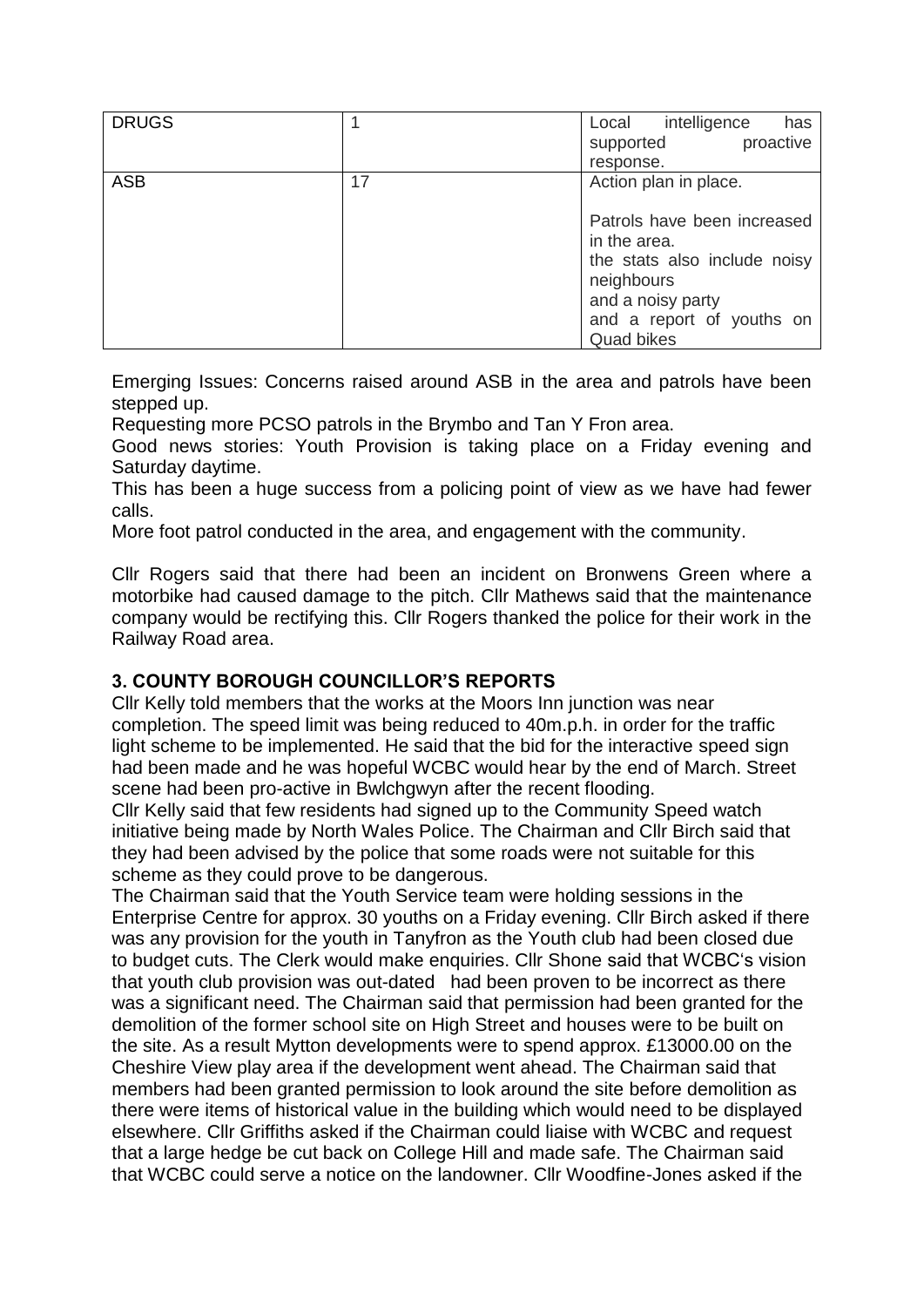| DRUGS | 1 | Local intelligence has supported proactive response. |
| --- | --- | --- |
| ASB | 17 | Action plan in place.<br><br>Patrols have been increased in the area.<br>the stats also include noisy neighbours<br>and a noisy party<br>and a report of youths on Quad bikes |

Emerging Issues: Concerns raised around ASB in the area and patrols have been stepped up.

Requesting more PCSO patrols in the Brymbo and Tan Y Fron area.

Good news stories: Youth Provision is taking place on a Friday evening and Saturday daytime.

This has been a huge success from a policing point of view as we have had fewer calls.

More foot patrol conducted in the area, and engagement with the community.

Cllr Rogers said that there had been an incident on Bronwens Green where a motorbike had caused damage to the pitch. Cllr Mathews said that the maintenance company would be rectifying this. Cllr Rogers thanked the police for their work in the Railway Road area.

## 3. COUNTY BOROUGH COUNCILLOR'S REPORTS

Cllr Kelly told members that the works at the Moors Inn junction was near completion. The speed limit was being reduced to 40m.p.h. in order for the traffic light scheme to be implemented. He said that the bid for the interactive speed sign had been made and he was hopeful WCBC would hear by the end of March. Street scene had been pro-active in Bwlchgwyn after the recent flooding.

Cllr Kelly said that few residents had signed up to the Community Speed watch initiative being made by North Wales Police. The Chairman and Cllr Birch said that they had been advised by the police that some roads were not suitable for this scheme as they could prove to be dangerous.

The Chairman said that the Youth Service team were holding sessions in the Enterprise Centre for approx. 30 youths on a Friday evening. Cllr Birch asked if there was any provision for the youth in Tanyfron as the Youth club had been closed due to budget cuts. The Clerk would make enquiries. Cllr Shone said that WCBC's vision that youth club provision was out-dated had been proven to be incorrect as there was a significant need. The Chairman said that permission had been granted for the demolition of the former school site on High Street and houses were to be built on the site. As a result Mytton developments were to spend approx. £13000.00 on the Cheshire View play area if the development went ahead. The Chairman said that members had been granted permission to look around the site before demolition as there were items of historical value in the building which would need to be displayed elsewhere. Cllr Griffiths asked if the Chairman could liaise with WCBC and request that a large hedge be cut back on College Hill and made safe. The Chairman said that WCBC could serve a notice on the landowner. Cllr Woodfine-Jones asked if the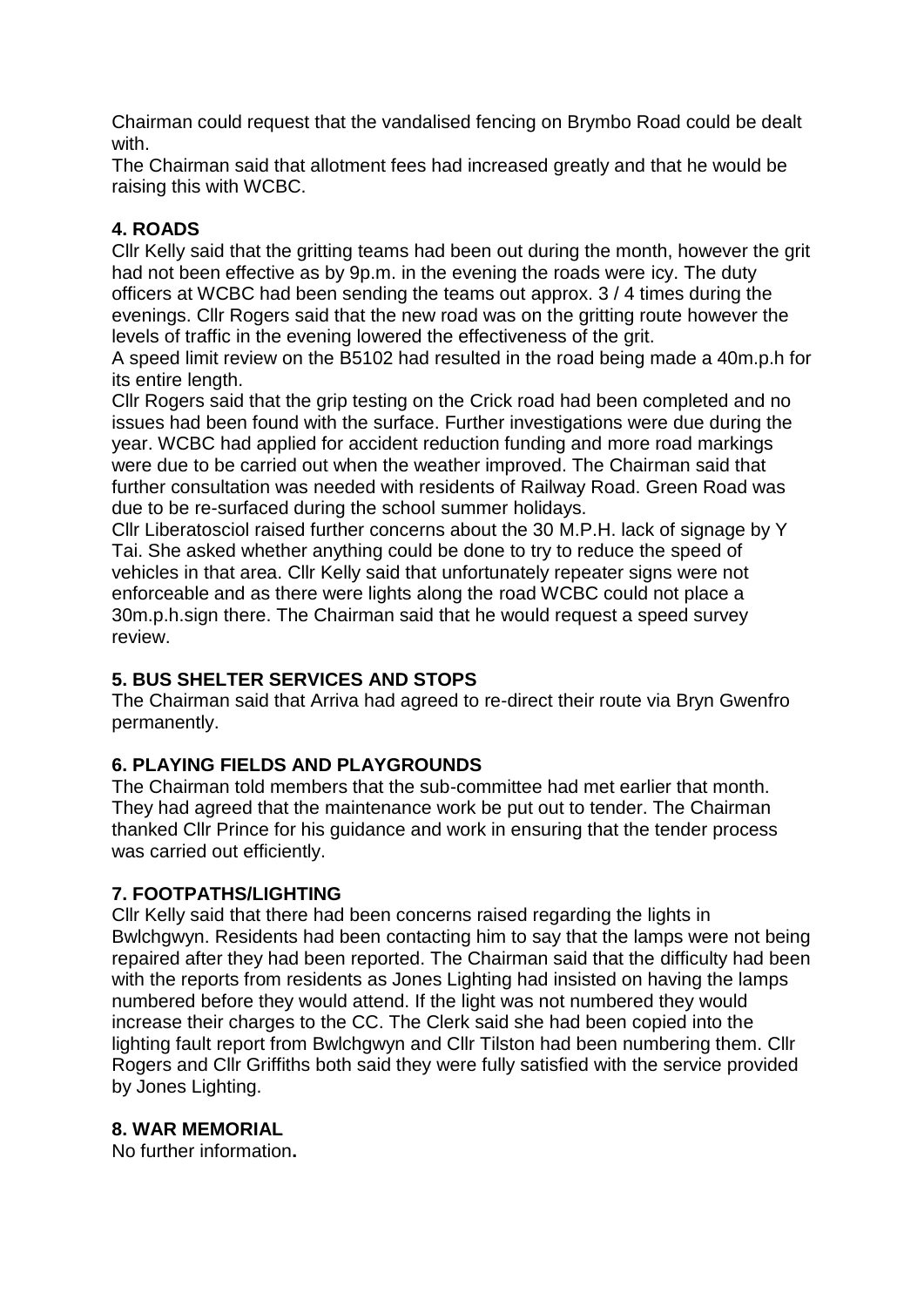Chairman could request that the vandalised fencing on Brymbo Road could be dealt with.

The Chairman said that allotment fees had increased greatly and that he would be raising this with WCBC.

**4. ROADS**

Cllr Kelly said that the gritting teams had been out during the month, however the grit had not been effective as by 9p.m. in the evening the roads were icy. The duty officers at WCBC had been sending the teams out approx. 3 / 4 times during the evenings. Cllr Rogers said that the new road was on the gritting route however the levels of traffic in the evening lowered the effectiveness of the grit.

A speed limit review on the B5102 had resulted in the road being made a 40m.p.h for its entire length.

Cllr Rogers said that the grip testing on the Crick road had been completed and no issues had been found with the surface. Further investigations were due during the year. WCBC had applied for accident reduction funding and more road markings were due to be carried out when the weather improved. The Chairman said that further consultation was needed with residents of Railway Road. Green Road was due to be re-surfaced during the school summer holidays.

Cllr Liberatosciol raised further concerns about the 30 M.P.H. lack of signage by Y Tai. She asked whether anything could be done to try to reduce the speed of vehicles in that area. Cllr Kelly said that unfortunately repeater signs were not enforceable and as there were lights along the road WCBC could not place a 30m.p.h.sign there. The Chairman said that he would request a speed survey review.

**5. BUS SHELTER SERVICES AND STOPS**

The Chairman said that Arriva had agreed to re-direct their route via Bryn Gwenfro permanently.

**6. PLAYING FIELDS AND PLAYGROUNDS**

The Chairman told members that the sub-committee had met earlier that month. They had agreed that the maintenance work be put out to tender. The Chairman thanked Cllr Prince for his guidance and work in ensuring that the tender process was carried out efficiently.

**7. FOOTPATHS/LIGHTING**

Cllr Kelly said that there had been concerns raised regarding the lights in Bwlchgwyn. Residents had been contacting him to say that the lamps were not being repaired after they had been reported. The Chairman said that the difficulty had been with the reports from residents as Jones Lighting had insisted on having the lamps numbered before they would attend. If the light was not numbered they would increase their charges to the CC. The Clerk said she had been copied into the lighting fault report from Bwlchgwyn and Cllr Tilston had been numbering them. Cllr Rogers and Cllr Griffiths both said they were fully satisfied with the service provided by Jones Lighting.

**8. WAR MEMORIAL**

No further information**.**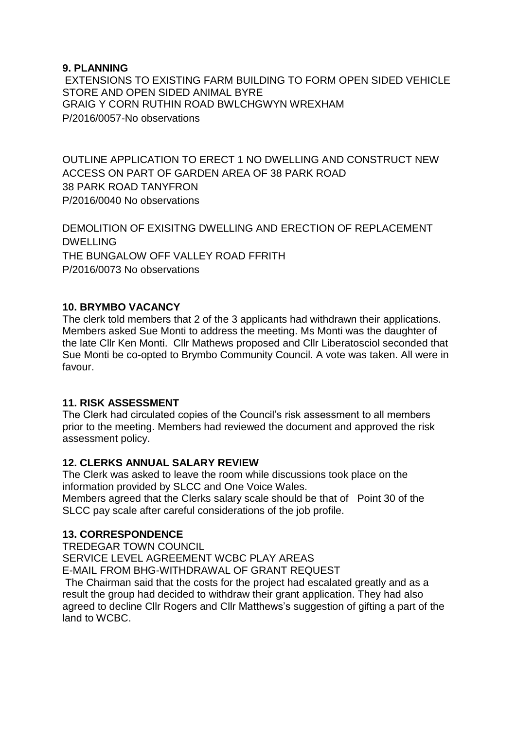**9. PLANNING**

EXTENSIONS TO EXISTING FARM BUILDING TO FORM OPEN SIDED VEHICLE STORE AND OPEN SIDED ANIMAL BYRE
GRAIG Y CORN RUTHIN ROAD BWLCHGWYN WREXHAM
P/2016/0057-No observations

OUTLINE APPLICATION TO ERECT 1 NO DWELLING AND CONSTRUCT NEW ACCESS ON PART OF GARDEN AREA OF 38 PARK ROAD
38 PARK ROAD TANYFRON
P/2016/0040 No observations

DEMOLITION OF EXISITNG DWELLING AND ERECTION OF REPLACEMENT DWELLING
THE BUNGALOW OFF VALLEY ROAD FFRITH
P/2016/0073 No observations

**10. BRYMBO VACANCY**

The clerk told members that 2 of the 3 applicants had withdrawn their applications. Members asked Sue Monti to address the meeting. Ms Monti was the daughter of the late Cllr Ken Monti. Cllr Mathews proposed and Cllr Liberatosciol seconded that Sue Monti be co-opted to Brymbo Community Council. A vote was taken. All were in favour.

**11. RISK ASSESSMENT**

The Clerk had circulated copies of the Council's risk assessment to all members prior to the meeting. Members had reviewed the document and approved the risk assessment policy.

**12. CLERKS ANNUAL SALARY REVIEW**

The Clerk was asked to leave the room while discussions took place on the information provided by SLCC and One Voice Wales.
Members agreed that the Clerks salary scale should be that of Point 30 of the SLCC pay scale after careful considerations of the job profile.

**13. CORRESPONDENCE**

TREDEGAR TOWN COUNCIL
SERVICE LEVEL AGREEMENT WCBC PLAY AREAS
E-MAIL FROM BHG-WITHDRAWAL OF GRANT REQUEST
The Chairman said that the costs for the project had escalated greatly and as a result the group had decided to withdraw their grant application. They had also agreed to decline Cllr Rogers and Cllr Matthews's suggestion of gifting a part of the land to WCBC.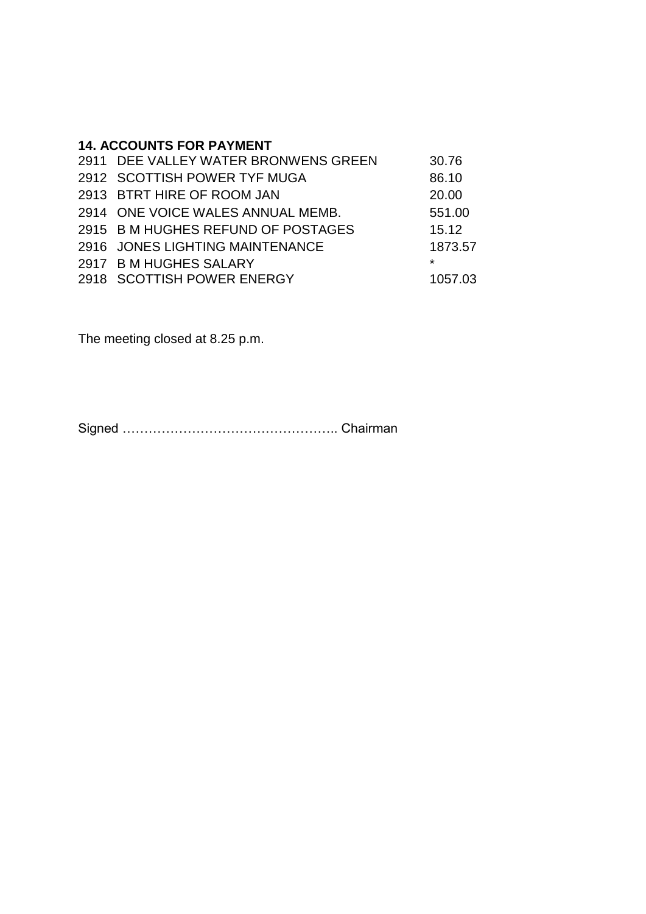**14. ACCOUNTS FOR PAYMENT**

| | | |
|---|---|---|
| 2911 | DEE VALLEY WATER BRONWENS GREEN | 30.76 |
| 2912 | SCOTTISH POWER TYF MUGA | 86.10 |
| 2913 | BTRT HIRE OF ROOM JAN | 20.00 |
| 2914 | ONE VOICE WALES ANNUAL MEMB. | 551.00 |
| 2915 | B M HUGHES REFUND OF POSTAGES | 15.12 |
| 2916 | JONES LIGHTING MAINTENANCE | 1873.57 |
| 2917 | B M HUGHES SALARY | * |
| 2918 | SCOTTISH POWER ENERGY | 1057.03 |

The meeting closed at 8.25 p.m.

Signed ………………………………………….. Chairman